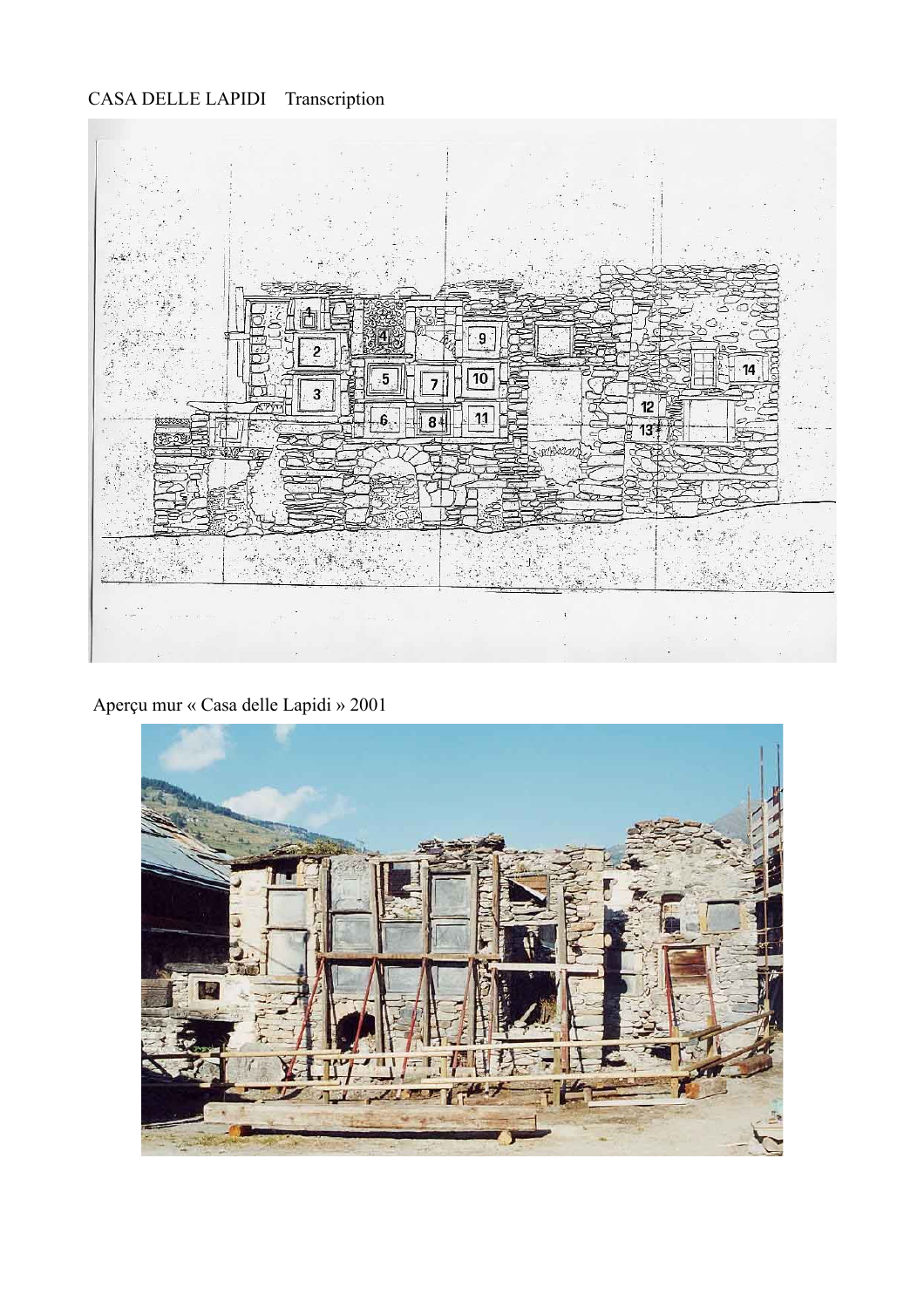CASA DELLE LAPIDI Transcription

Aperçu mur « Casa delle Lapidi » 2001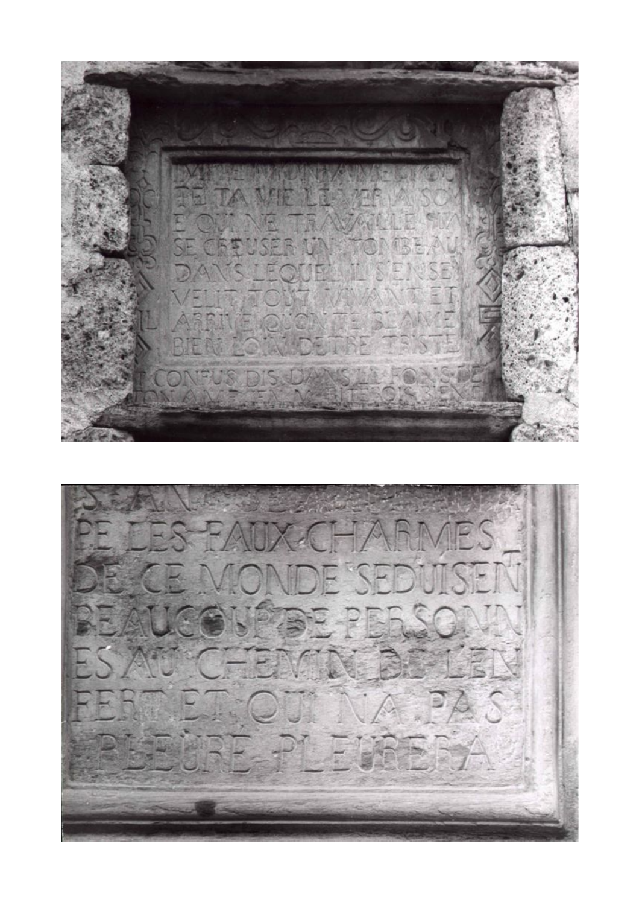DVITE MONDAIN ET OU
TE TA VIE LE VER A SO
E QUI NE TRAVAILLE QUA
SE CREUSER UN TOMBEAU
DANS LEQUEL IL SENSE
VELIT TOUT VIVANT ET
ARRIVE QUON TE BLAME
BIEN LOIN DETRE TRISTE
T CONFUS DIS DANS LE FONS DE
TON AME EX... FOIS BIEN

S AN ...
PE LES FAUX CHARMES
DE CE MONDE SEDUISENT
BEAUCOUP DE PERSONN
ES AU CHEMIN DE LEN
FERT ET QUI NA PAS
PLEURE PLEURERA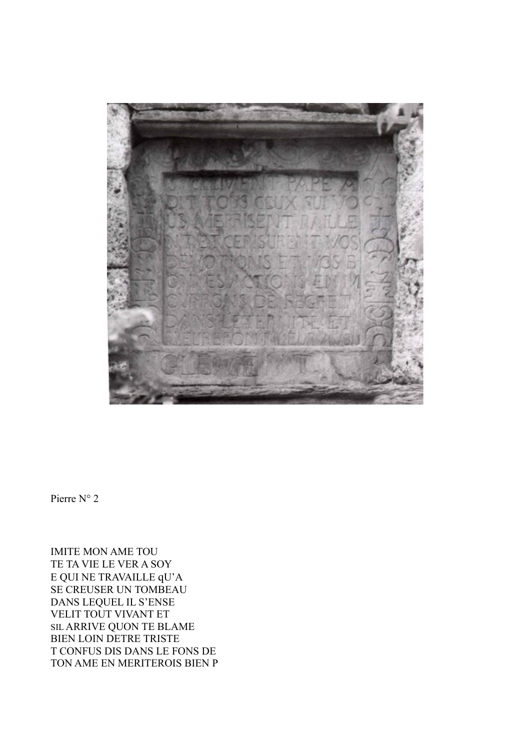Pierre N° 2

IMITE MON AME TOU
TE TA VIE LE VER A SOY
E QUI NE TRAVAILLE qU'A
SE CREUSER UN TOMBEAU
DANS LEQUEL IL S'ENSE
VELIT TOUT VIVANT ET
SIL ARRIVE QUON TE BLAME
BIEN LOIN DETRE TRISTE
T CONFUS DIS DANS LE FONS DE
TON AME EN MERITEROIS BIEN P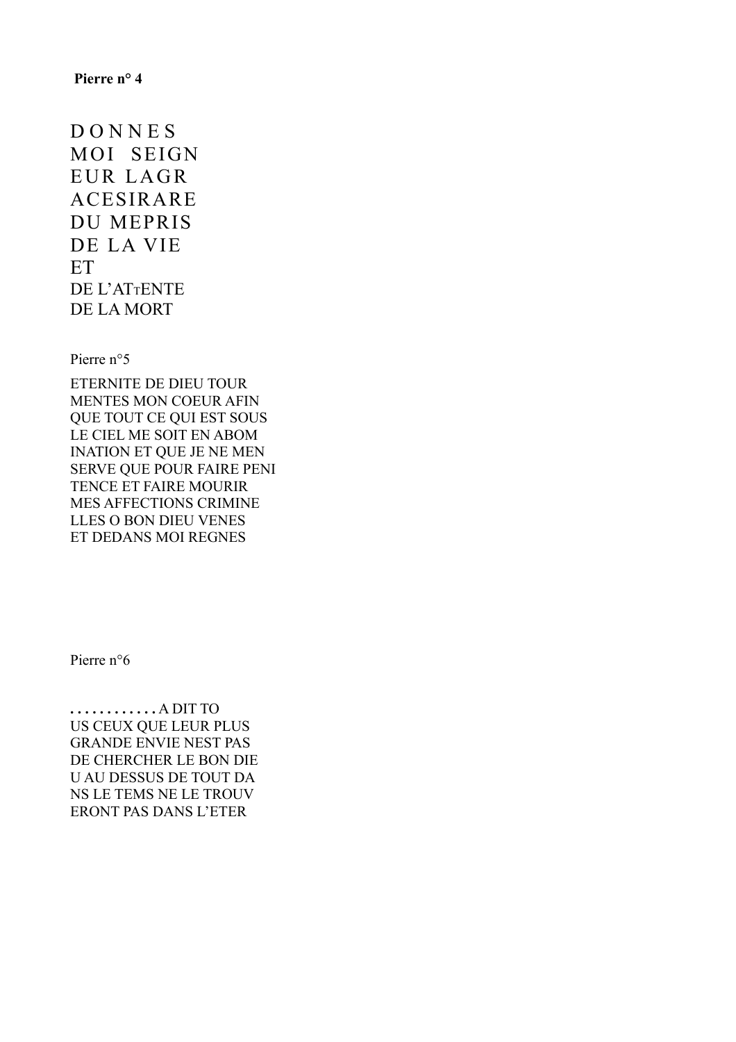**Pierre n° 4**

D O N N E S  
MOI SEIGN  
EUR LAGR  
ACESIRARE  
DU MEPRIS  
DE LA VIE  
ET  
DE L'ATTENTE  
DE LA MORT

Pierre n°5

ETERNITE DE DIEU TOUR  
MENTES MON COEUR AFIN  
QUE TOUT CE QUI EST SOUS  
LE CIEL ME SOIT EN ABOM  
INATION ET QUE JE NE MEN  
SERVE QUE POUR FAIRE PENI  
TENCE ET FAIRE MOURIR  
MES AFFECTIONS CRIMINE  
LLES O BON DIEU VENES  
ET DEDANS MOI REGNES

Pierre n°6

. . . . . . . . . . . . A DIT TO  
US CEUX QUE LEUR PLUS  
GRANDE ENVIE NEST PAS  
DE CHERCHER LE BON DIE  
U AU DESSUS DE TOUT DA  
NS LE TEMS NE LE TROUV  
ERONT PAS DANS L'ETER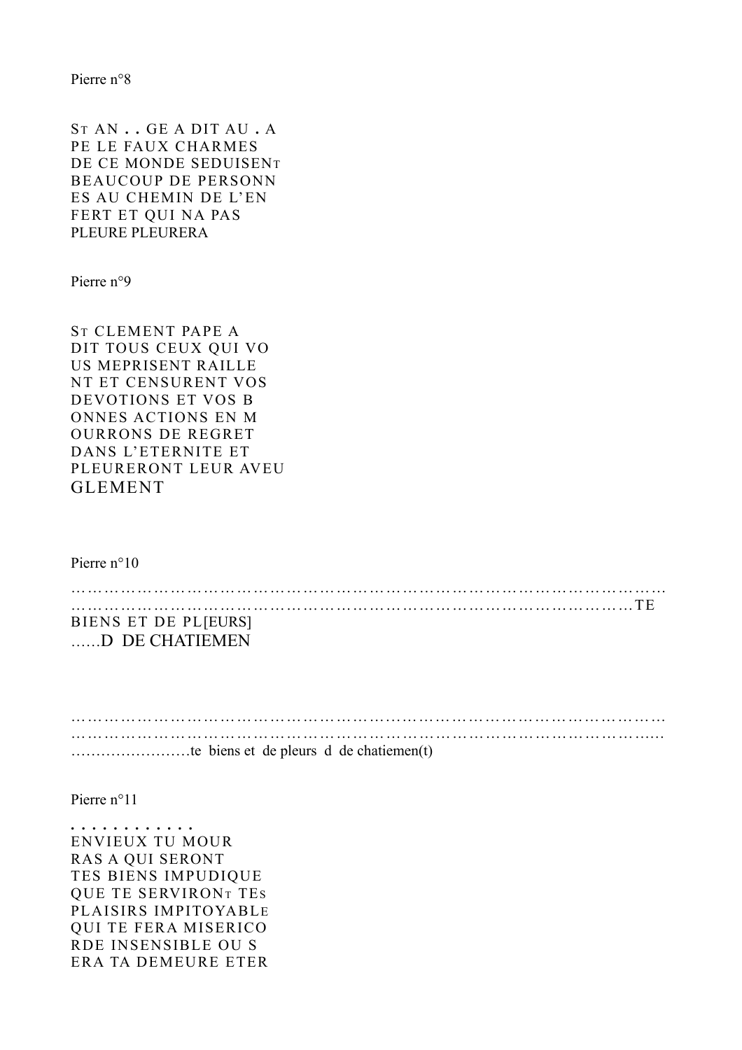Pierre n°8

ST AN . . GE A DIT AU . A
PE LE FAUX CHARMES
DE CE MONDE SEDUISENT
BEAUCOUP DE PERSONN
ES AU CHEMIN DE L'EN
FERT ET QUI NA PAS
PLEURE PLEURERA

Pierre n°9

ST CLEMENT PAPE A
DIT TOUS CEUX QUI VO
US MEPRISENT RAILLE
NT ET CENSURENT VOS
DEVOTIONS ET VOS B
ONNES ACTIONS EN M
OURRONS DE REGRET
DANS L'ETERNITE ET
PLEURERONT LEUR AVEU
GLEMENT

Pierre n°10

……………………………………………………………………………………………
……………………………………………………………………………………………TE
BIENS ET DE PL[EURS]
……D DE CHATIEMEN

……………………………………………………………………………………………
……………………………………………………………………………………………
……………………te biens et de pleurs d de chatiemen(t)

Pierre n°11

. . . . . . . . . . . .
ENVIEUX TU MOUR
RAS A QUI SERONT
TES BIENS IMPUDIQUE
QUE TE SERVIRONT TES
PLAISIRS IMPITOYABLE
QUI TE FERA MISERICO
RDE INSENSIBLE OU S
ERA TA DEMEURE ETER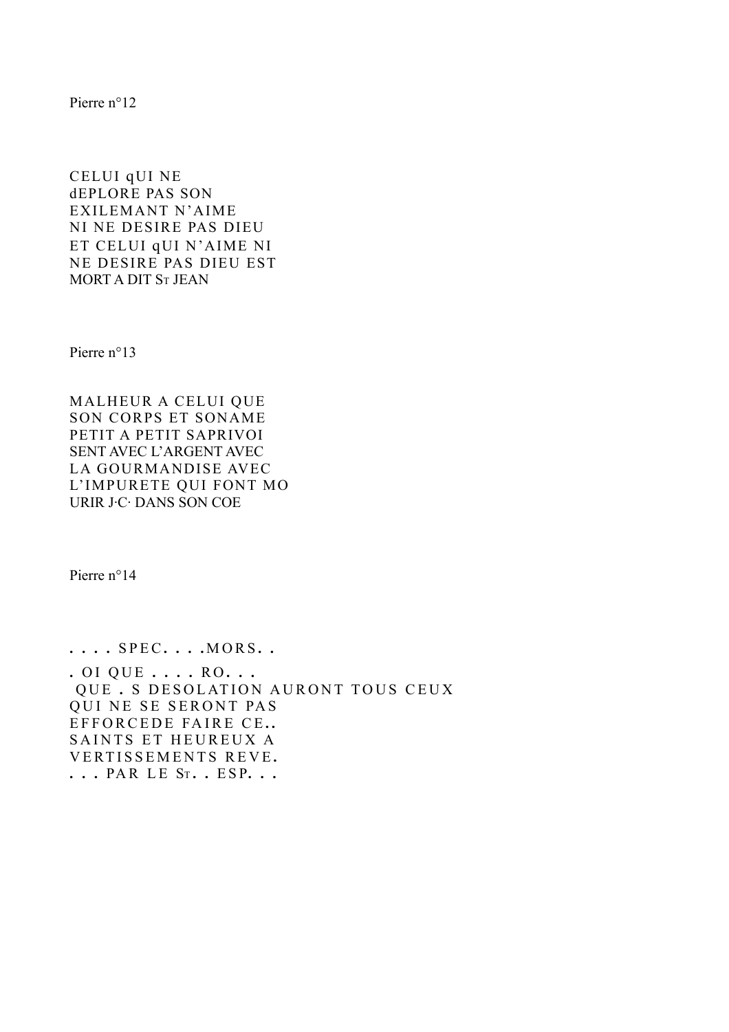Pierre n°12

CELUI qUI NE
dEPLORE PAS SON
EXILEMANT N'AIME
NI NE DESIRE PAS DIEU
ET CELUI qUI N'AIME NI
NE DESIRE PAS DIEU EST
MORT A DIT ST JEAN

Pierre n°13

MALHEUR A CELUI QUE
SON CORPS ET SONAME
PETIT A PETIT SAPRIVOI
SENT AVEC L'ARGENT AVEC
LA GOURMANDISE AVEC
L'IMPURETE QUI FONT MO
URIR J·C· DANS SON COE

Pierre n°14

. . . . SPEC. . . .MORS. .
. OI QUE . . . . RO. . .
QUE . S DESOLATION AURONT TOUS CEUX
QUI NE SE SERONT PAS
EFFORCEDE FAIRE CE..
SAINTS ET HEUREUX A
VERTISSEMENTS REVE.
. . . PAR LE ST. . ESP. . .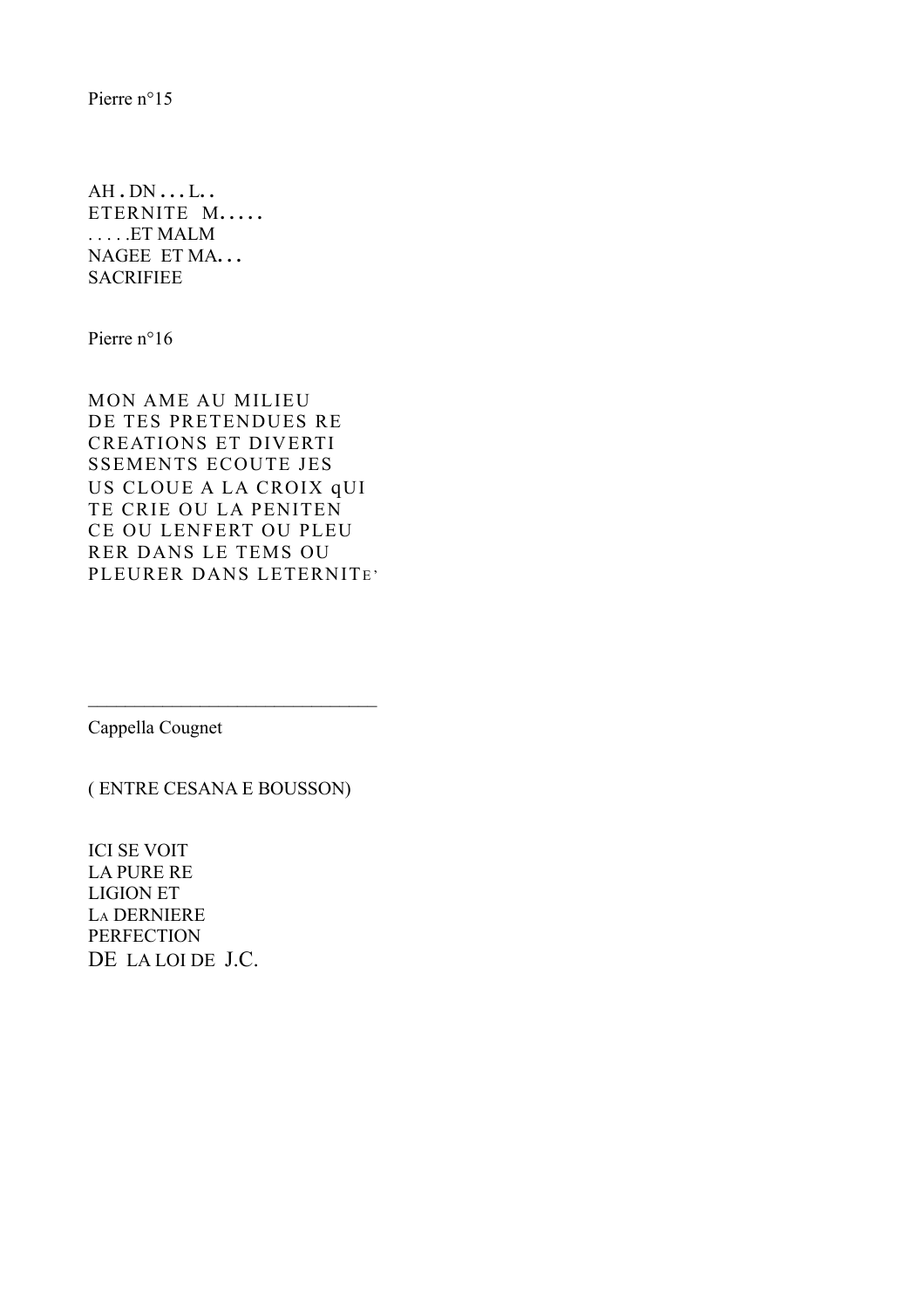Pierre n°15

AH . DN . . . L. .  
ETERNITE M. . . . .  
. . . . .ET MALM  
NAGEE ET MA. . .  
SACRIFIEE

Pierre n°16

MON AME AU MILIEU  
DE TES PRETENDUES RE  
CREATIONS ET DIVERTI  
SSEMENTS ECOUTE JES  
US CLOUE A LA CROIX qUI  
TE CRIE OU LA PENITEN  
CE OU LENFERT OU PLEU  
RER DANS LE TEMS OU  
PLEURER DANS LETERNITE'

---

Cappella Cougnet

( ENTRE CESANA E BOUSSON)

ICI SE VOIT  
LA PURE RE  
LIGION ET  
LA DERNIERE  
PERFECTION  
DE LA LOI DE J.C.